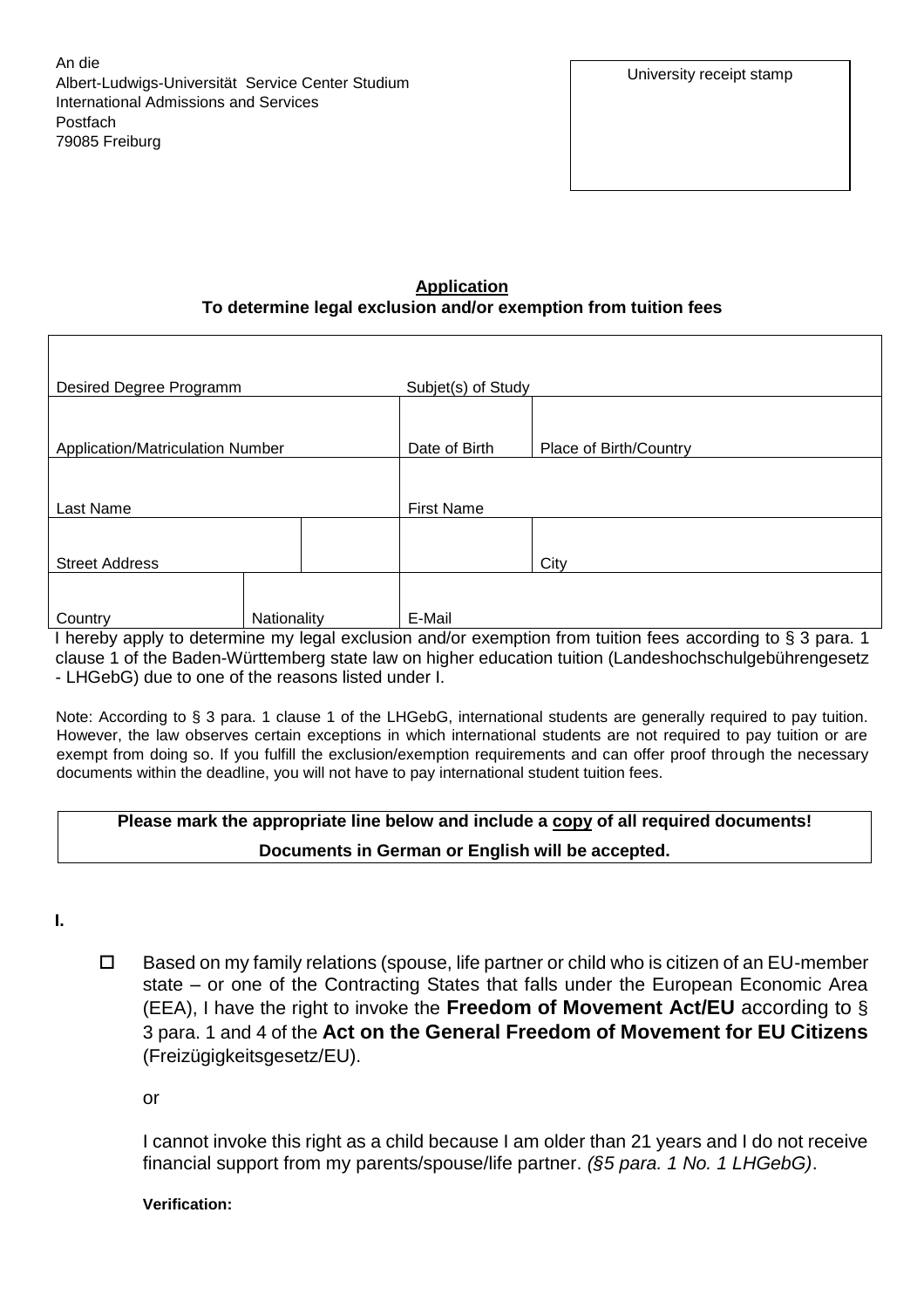An die
Albert-Ludwigs-Universität Service Center Studium
International Admissions and Services
Postfach
79085 Freiburg

| University receipt stamp |
|---|
| |

**<u>Application</u>**
**To determine legal exclusion and/or exemption from tuition fees**

| | | | | |
|---|---|---|---|---|
| Desired Degree Programm | | | Subjet(s) of Study | |
| Application/Matriculation Number | | | Date of Birth | Place of Birth/Country |
| Last Name | | | First Name | |
| Street Address | | | | City |
| Country | Nationality | | E-Mail | |

I hereby apply to determine my legal exclusion and/or exemption from tuition fees according to § 3 para. 1 clause 1 of the Baden-Württemberg state law on higher education tuition (Landeshochschulgebührengesetz - LHGebG) due to one of the reasons listed under I.

Note: According to § 3 para. 1 clause 1 of the LHGebG, international students are generally required to pay tuition. However, the law observes certain exceptions in which international students are not required to pay tuition or are exempt from doing so. If you fulfill the exclusion/exemption requirements and can offer proof through the necessary documents within the deadline, you will not have to pay international student tuition fees.

**Please mark the appropriate line below and include a <u>copy</u> of all required documents!**
**Documents in German or English will be accepted.**

**I.**

☐ Based on my family relations (spouse, life partner or child who is citizen of an EU-member state – or one of the Contracting States that falls under the European Economic Area (EEA), I have the right to invoke the **Freedom of Movement Act/EU** according to § 3 para. 1 and 4 of the **Act on the General Freedom of Movement for EU Citizens** (Freizügigkeitsgesetz/EU).

or

I cannot invoke this right as a child because I am older than 21 years and I do not receive financial support from my parents/spouse/life partner. *(§5 para. 1 No. 1 LHGebG)*.

**Verification:**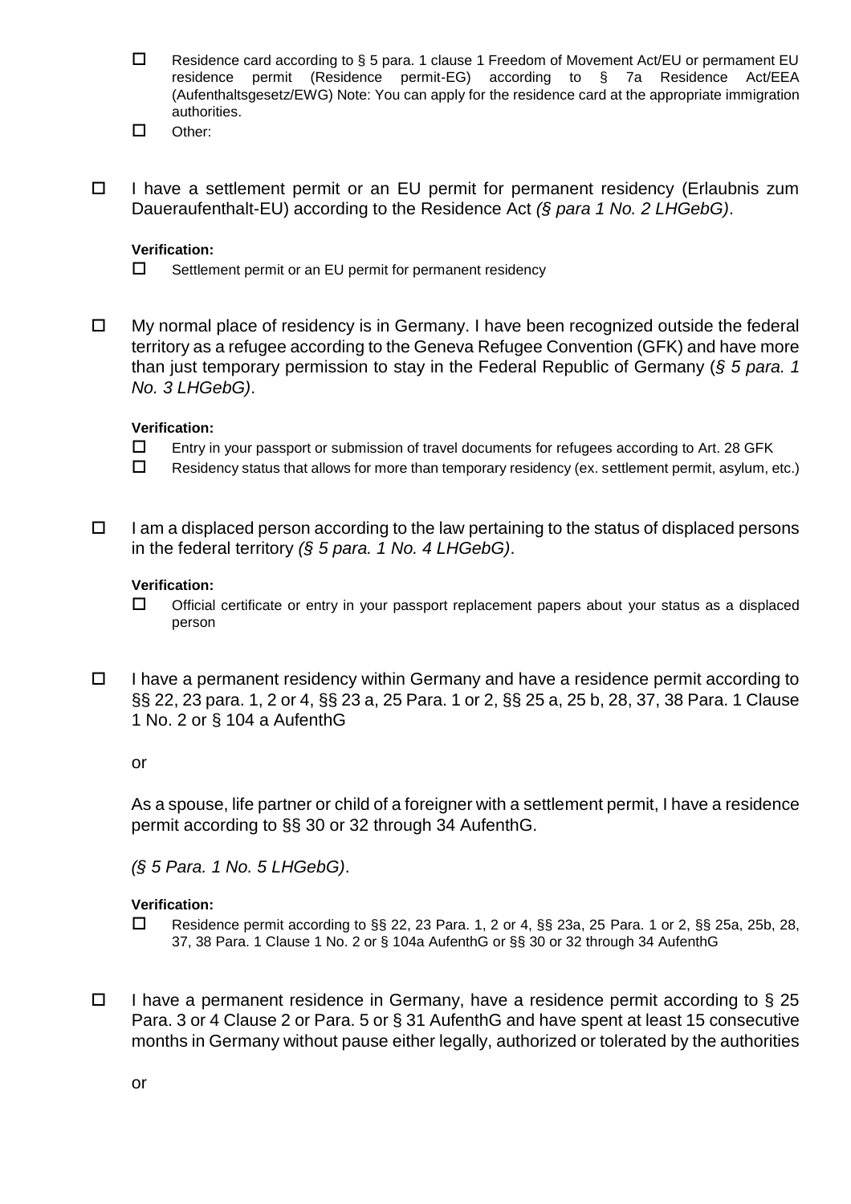- ☐ Residence card according to § 5 para. 1 clause 1 Freedom of Movement Act/EU or permament EU residence permit (Residence permit-EG) according to § 7a Residence Act/EEA (Aufenthaltsgesetz/EWG) Note: You can apply for the residence card at the appropriate immigration authorities.
- ☐ Other:

☐ I have a settlement permit or an EU permit for permanent residency (Erlaubnis zum Daueraufenthalt-EU) according to the Residence Act *(§ para 1 No. 2 LHGebG)*.

**Verification:**

- ☐ Settlement permit or an EU permit for permanent residency

☐ My normal place of residency is in Germany. I have been recognized outside the federal territory as a refugee according to the Geneva Refugee Convention (GFK) and have more than just temporary permission to stay in the Federal Republic of Germany (*§ 5 para. 1 No. 3 LHGebG)*.

**Verification:**

- ☐ Entry in your passport or submission of travel documents for refugees according to Art. 28 GFK
- ☐ Residency status that allows for more than temporary residency (ex. settlement permit, asylum, etc.)

☐ I am a displaced person according to the law pertaining to the status of displaced persons in the federal territory *(§ 5 para. 1 No. 4 LHGebG)*.

**Verification:**

- ☐ Official certificate or entry in your passport replacement papers about your status as a displaced person

☐ I have a permanent residency within Germany and have a residence permit according to §§ 22, 23 para. 1, 2 or 4, §§ 23 a, 25 Para. 1 or 2, §§ 25 a, 25 b, 28, 37, 38 Para. 1 Clause 1 No. 2 or § 104 a AufenthG

or

As a spouse, life partner or child of a foreigner with a settlement permit, I have a residence permit according to §§ 30 or 32 through 34 AufenthG.

*(§ 5 Para. 1 No. 5 LHGebG)*.

**Verification:**

- ☐ Residence permit according to §§ 22, 23 Para. 1, 2 or 4, §§ 23a, 25 Para. 1 or 2, §§ 25a, 25b, 28, 37, 38 Para. 1 Clause 1 No. 2 or § 104a AufenthG or §§ 30 or 32 through 34 AufenthG

☐ I have a permanent residence in Germany, have a residence permit according to § 25 Para. 3 or 4 Clause 2 or Para. 5 or § 31 AufenthG and have spent at least 15 consecutive months in Germany without pause either legally, authorized or tolerated by the authorities

or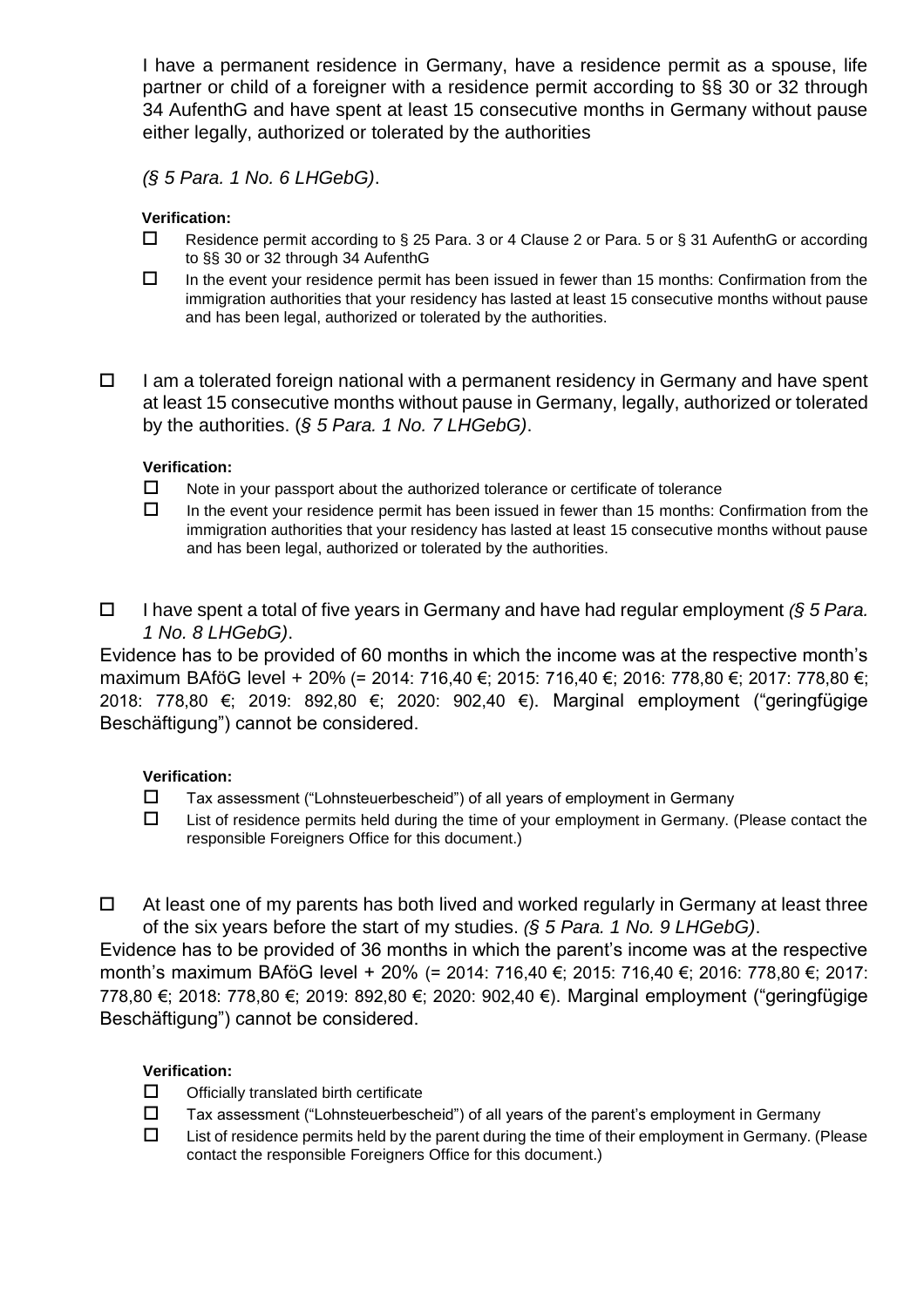I have a permanent residence in Germany, have a residence permit as a spouse, life partner or child of a foreigner with a residence permit according to §§ 30 or 32 through 34 AufenthG and have spent at least 15 consecutive months in Germany without pause either legally, authorized or tolerated by the authorities

*(§ 5 Para. 1 No. 6 LHGebG)*.

**Verification:**

- ☐ Residence permit according to § 25 Para. 3 or 4 Clause 2 or Para. 5 or § 31 AufenthG or according to §§ 30 or 32 through 34 AufenthG
- ☐ In the event your residence permit has been issued in fewer than 15 months: Confirmation from the immigration authorities that your residency has lasted at least 15 consecutive months without pause and has been legal, authorized or tolerated by the authorities.

☐ I am a tolerated foreign national with a permanent residency in Germany and have spent at least 15 consecutive months without pause in Germany, legally, authorized or tolerated by the authorities. (*§ 5 Para. 1 No. 7 LHGebG)*.

**Verification:**

- ☐ Note in your passport about the authorized tolerance or certificate of tolerance
- ☐ In the event your residence permit has been issued in fewer than 15 months: Confirmation from the immigration authorities that your residency has lasted at least 15 consecutive months without pause and has been legal, authorized or tolerated by the authorities.

☐ I have spent a total of five years in Germany and have had regular employment *(§ 5 Para. 1 No. 8 LHGebG)*.

Evidence has to be provided of 60 months in which the income was at the respective month's maximum BAföG level + 20% (= 2014: 716,40 €; 2015: 716,40 €; 2016: 778,80 €; 2017: 778,80 €; 2018: 778,80 €; 2019: 892,80 €; 2020: 902,40 €). Marginal employment ("geringfügige Beschäftigung") cannot be considered.

**Verification:**

- ☐ Tax assessment ("Lohnsteuerbescheid") of all years of employment in Germany
- ☐ List of residence permits held during the time of your employment in Germany. (Please contact the responsible Foreigners Office for this document.)

☐ At least one of my parents has both lived and worked regularly in Germany at least three of the six years before the start of my studies. *(§ 5 Para. 1 No. 9 LHGebG)*.

Evidence has to be provided of 36 months in which the parent's income was at the respective month's maximum BAföG level + 20% (= 2014: 716,40 €; 2015: 716,40 €; 2016: 778,80 €; 2017: 778,80 €; 2018: 778,80 €; 2019: 892,80 €; 2020: 902,40 €). Marginal employment ("geringfügige Beschäftigung") cannot be considered.

**Verification:**

- ☐ Officially translated birth certificate
- ☐ Tax assessment ("Lohnsteuerbescheid") of all years of the parent's employment in Germany
- ☐ List of residence permits held by the parent during the time of their employment in Germany. (Please contact the responsible Foreigners Office for this document.)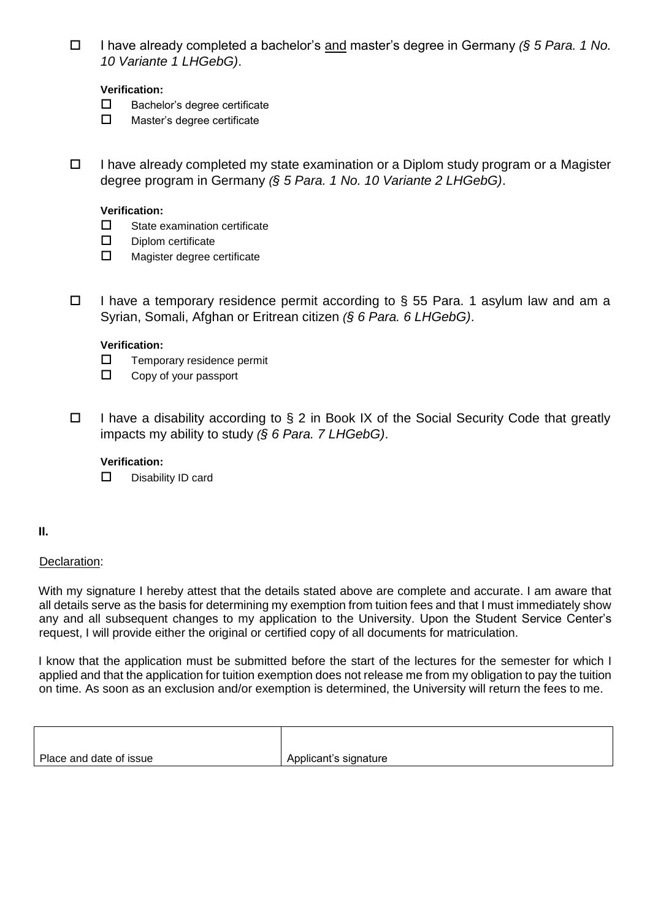- ☐ I have already completed a bachelor's <u>and</u> master's degree in Germany *(§ 5 Para. 1 No. 10 Variante 1 LHGebG)*.

  **Verification:**
  - ☐ Bachelor's degree certificate
  - ☐ Master's degree certificate

- ☐ I have already completed my state examination or a Diplom study program or a Magister degree program in Germany *(§ 5 Para. 1 No. 10 Variante 2 LHGebG)*.

  **Verification:**
  - ☐ State examination certificate
  - ☐ Diplom certificate
  - ☐ Magister degree certificate

- ☐ I have a temporary residence permit according to § 55 Para. 1 asylum law and am a Syrian, Somali, Afghan or Eritrean citizen *(§ 6 Para. 6 LHGebG)*.

  **Verification:**
  - ☐ Temporary residence permit
  - ☐ Copy of your passport

- ☐ I have a disability according to § 2 in Book IX of the Social Security Code that greatly impacts my ability to study *(§ 6 Para. 7 LHGebG)*.

  **Verification:**
  - ☐ Disability ID card

**II.**

<u>Declaration</u>:

With my signature I hereby attest that the details stated above are complete and accurate. I am aware that all details serve as the basis for determining my exemption from tuition fees and that I must immediately show any and all subsequent changes to my application to the University. Upon the Student Service Center's request, I will provide either the original or certified copy of all documents for matriculation.

I know that the application must be submitted before the start of the lectures for the semester for which I applied and that the application for tuition exemption does not release me from my obligation to pay the tuition on time. As soon as an exclusion and/or exemption is determined, the University will return the fees to me.

| | |
|---|---|
| Place and date of issue | Applicant's signature |